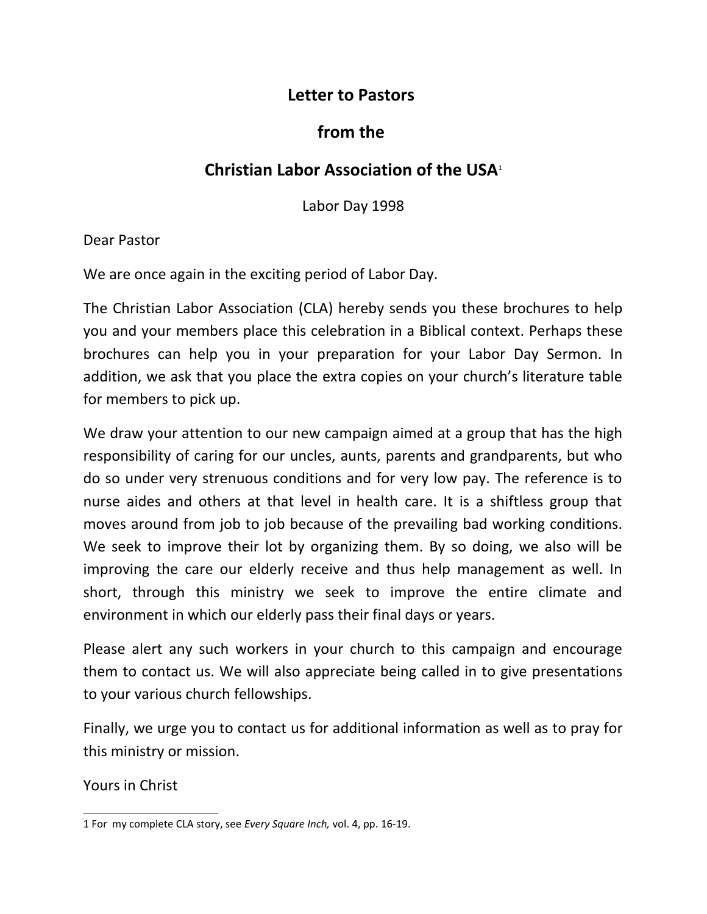# Letter to Pastors

# from the

# Christian Labor Association of the USA[1]

Labor Day 1998

Dear Pastor

We are once again in the exciting period of Labor Day.

The Christian Labor Association (CLA) hereby sends you these brochures to help you and your members place this celebration in a Biblical context. Perhaps these brochures can help you in your preparation for your Labor Day Sermon. In addition, we ask that you place the extra copies on your church's literature table for members to pick up.

We draw your attention to our new campaign aimed at a group that has the high responsibility of caring for our uncles, aunts, parents and grandparents, but who do so under very strenuous conditions and for very low pay. The reference is to nurse aides and others at that level in health care. It is a shiftless group that moves around from job to job because of the prevailing bad working conditions. We seek to improve their lot by organizing them. By so doing, we also will be improving the care our elderly receive and thus help management as well. In short, through this ministry we seek to improve the entire climate and environment in which our elderly pass their final days or years.

Please alert any such workers in your church to this campaign and encourage them to contact us. We will also appreciate being called in to give presentations to your various church fellowships.

Finally, we urge you to contact us for additional information as well as to pray for this ministry or mission.

Yours in Christ

---

1 For my complete CLA story, see *Every Square Inch,* vol. 4, pp. 16-19.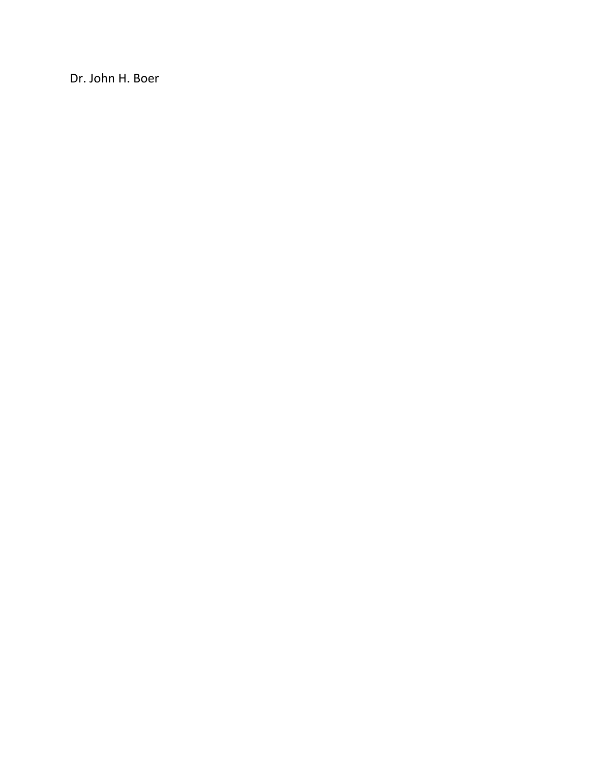Dr. John H. Boer